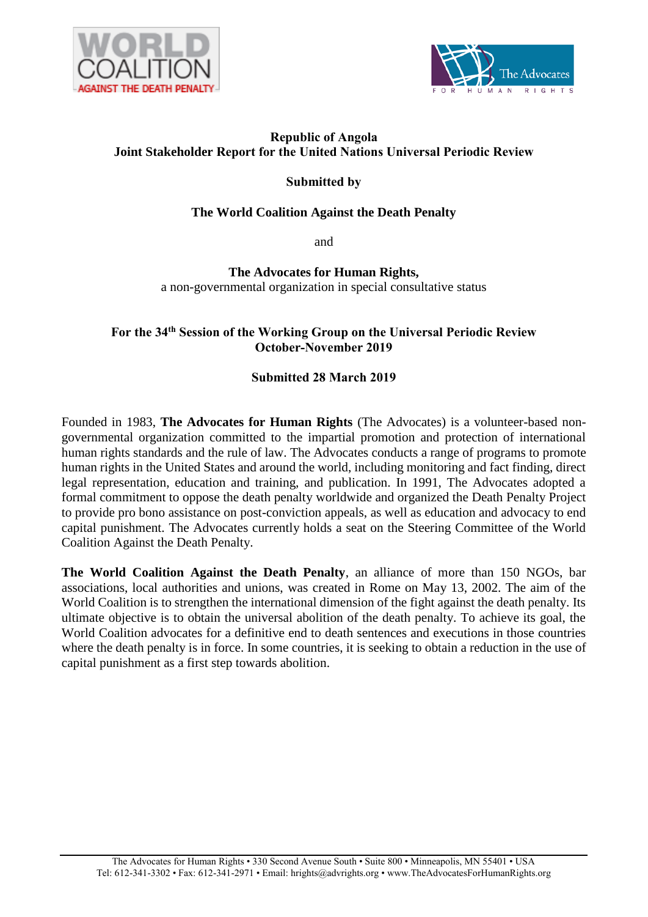**Republic of Angola**
**Joint Stakeholder Report for the United Nations Universal Periodic Review**

**Submitted by**

**The World Coalition Against the Death Penalty**

and

**The Advocates for Human Rights,**
a non-governmental organization in special consultative status

**For the 34th Session of the Working Group on the Universal Periodic Review**
**October-November 2019**

**Submitted 28 March 2019**

Founded in 1983, **The Advocates for Human Rights** (The Advocates) is a volunteer-based non-governmental organization committed to the impartial promotion and protection of international human rights standards and the rule of law. The Advocates conducts a range of programs to promote human rights in the United States and around the world, including monitoring and fact finding, direct legal representation, education and training, and publication. In 1991, The Advocates adopted a formal commitment to oppose the death penalty worldwide and organized the Death Penalty Project to provide pro bono assistance on post-conviction appeals, as well as education and advocacy to end capital punishment. The Advocates currently holds a seat on the Steering Committee of the World Coalition Against the Death Penalty.

**The World Coalition Against the Death Penalty**, an alliance of more than 150 NGOs, bar associations, local authorities and unions, was created in Rome on May 13, 2002. The aim of the World Coalition is to strengthen the international dimension of the fight against the death penalty. Its ultimate objective is to obtain the universal abolition of the death penalty. To achieve its goal, the World Coalition advocates for a definitive end to death sentences and executions in those countries where the death penalty is in force. In some countries, it is seeking to obtain a reduction in the use of capital punishment as a first step towards abolition.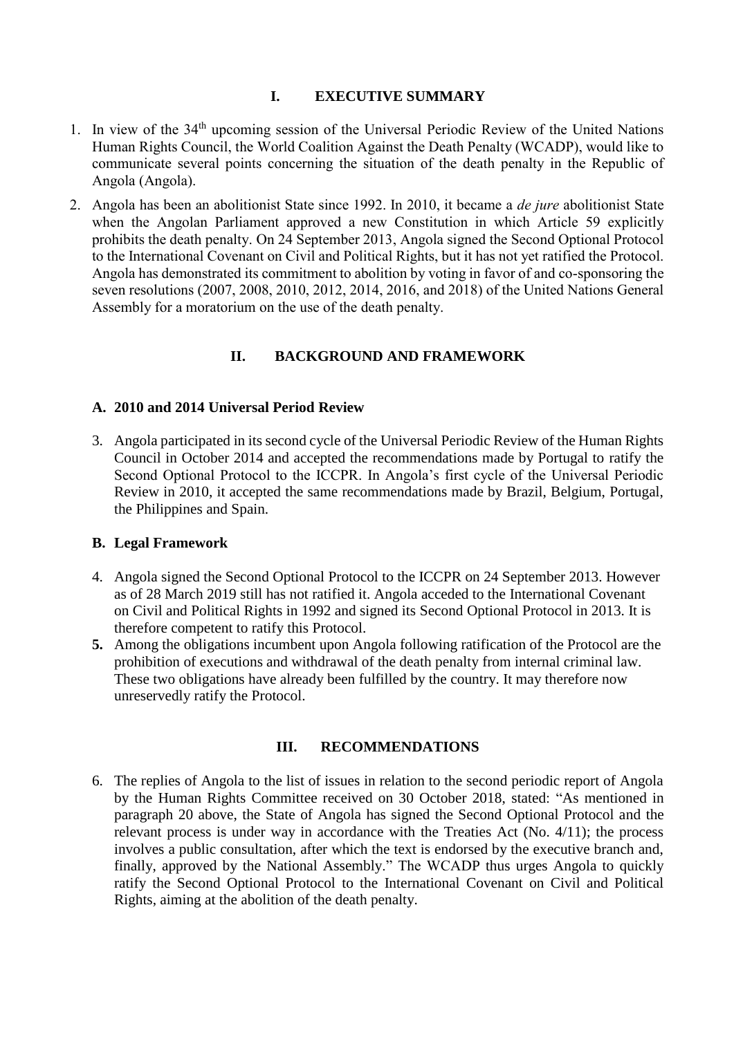## I. EXECUTIVE SUMMARY

1. In view of the 34th upcoming session of the Universal Periodic Review of the United Nations Human Rights Council, the World Coalition Against the Death Penalty (WCADP), would like to communicate several points concerning the situation of the death penalty in the Republic of Angola (Angola).

2. Angola has been an abolitionist State since 1992. In 2010, it became a *de jure* abolitionist State when the Angolan Parliament approved a new Constitution in which Article 59 explicitly prohibits the death penalty. On 24 September 2013, Angola signed the Second Optional Protocol to the International Covenant on Civil and Political Rights, but it has not yet ratified the Protocol. Angola has demonstrated its commitment to abolition by voting in favor of and co-sponsoring the seven resolutions (2007, 2008, 2010, 2012, 2014, 2016, and 2018) of the United Nations General Assembly for a moratorium on the use of the death penalty.

## II. BACKGROUND AND FRAMEWORK

### A. 2010 and 2014 Universal Period Review

3. Angola participated in its second cycle of the Universal Periodic Review of the Human Rights Council in October 2014 and accepted the recommendations made by Portugal to ratify the Second Optional Protocol to the ICCPR. In Angola's first cycle of the Universal Periodic Review in 2010, it accepted the same recommendations made by Brazil, Belgium, Portugal, the Philippines and Spain.

### B. Legal Framework

4. Angola signed the Second Optional Protocol to the ICCPR on 24 September 2013. However as of 28 March 2019 still has not ratified it. Angola acceded to the International Covenant on Civil and Political Rights in 1992 and signed its Second Optional Protocol in 2013. It is therefore competent to ratify this Protocol.

5. Among the obligations incumbent upon Angola following ratification of the Protocol are the prohibition of executions and withdrawal of the death penalty from internal criminal law. These two obligations have already been fulfilled by the country. It may therefore now unreservedly ratify the Protocol.

## III. RECOMMENDATIONS

6. The replies of Angola to the list of issues in relation to the second periodic report of Angola by the Human Rights Committee received on 30 October 2018, stated: "As mentioned in paragraph 20 above, the State of Angola has signed the Second Optional Protocol and the relevant process is under way in accordance with the Treaties Act (No. 4/11); the process involves a public consultation, after which the text is endorsed by the executive branch and, finally, approved by the National Assembly." The WCADP thus urges Angola to quickly ratify the Second Optional Protocol to the International Covenant on Civil and Political Rights, aiming at the abolition of the death penalty.